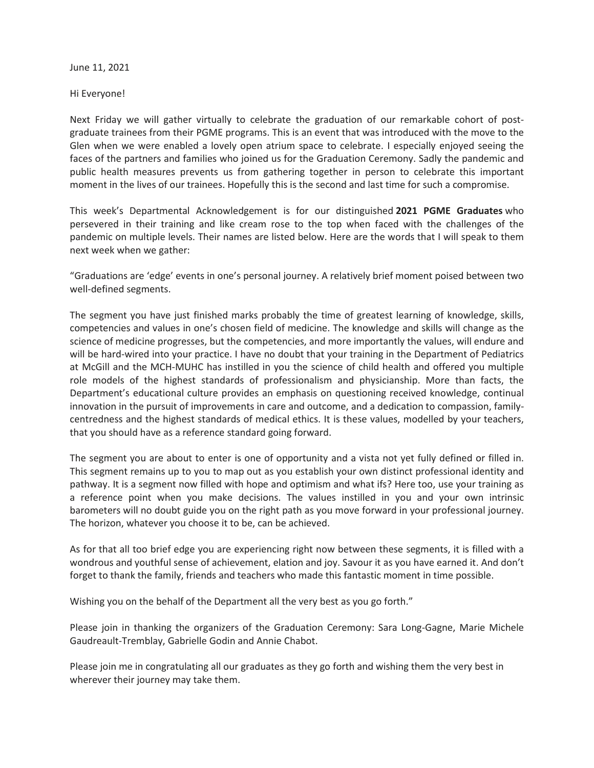June 11, 2021

Hi Everyone!

Next Friday we will gather virtually to celebrate the graduation of our remarkable cohort of post-graduate trainees from their PGME programs. This is an event that was introduced with the move to the Glen when we were enabled a lovely open atrium space to celebrate. I especially enjoyed seeing the faces of the partners and families who joined us for the Graduation Ceremony. Sadly the pandemic and public health measures prevents us from gathering together in person to celebrate this important moment in the lives of our trainees. Hopefully this is the second and last time for such a compromise.

This week's Departmental Acknowledgement is for our distinguished **2021 PGME Graduates** who persevered in their training and like cream rose to the top when faced with the challenges of the pandemic on multiple levels. Their names are listed below. Here are the words that I will speak to them next week when we gather:

"Graduations are 'edge' events in one's personal journey. A relatively brief moment poised between two well-defined segments.

The segment you have just finished marks probably the time of greatest learning of knowledge, skills, competencies and values in one's chosen field of medicine. The knowledge and skills will change as the science of medicine progresses, but the competencies, and more importantly the values, will endure and will be hard-wired into your practice. I have no doubt that your training in the Department of Pediatrics at McGill and the MCH-MUHC has instilled in you the science of child health and offered you multiple role models of the highest standards of professionalism and physicianship. More than facts, the Department's educational culture provides an emphasis on questioning received knowledge, continual innovation in the pursuit of improvements in care and outcome, and a dedication to compassion, family-centredness and the highest standards of medical ethics. It is these values, modelled by your teachers, that you should have as a reference standard going forward.

The segment you are about to enter is one of opportunity and a vista not yet fully defined or filled in. This segment remains up to you to map out as you establish your own distinct professional identity and pathway. It is a segment now filled with hope and optimism and what ifs? Here too, use your training as a reference point when you make decisions. The values instilled in you and your own intrinsic barometers will no doubt guide you on the right path as you move forward in your professional journey. The horizon, whatever you choose it to be, can be achieved.

As for that all too brief edge you are experiencing right now between these segments, it is filled with a wondrous and youthful sense of achievement, elation and joy. Savour it as you have earned it. And don't forget to thank the family, friends and teachers who made this fantastic moment in time possible.

Wishing you on the behalf of the Department all the very best as you go forth."

Please join in thanking the organizers of the Graduation Ceremony: Sara Long-Gagne, Marie Michele Gaudreault-Tremblay, Gabrielle Godin and Annie Chabot.

Please join me in congratulating all our graduates as they go forth and wishing them the very best in wherever their journey may take them.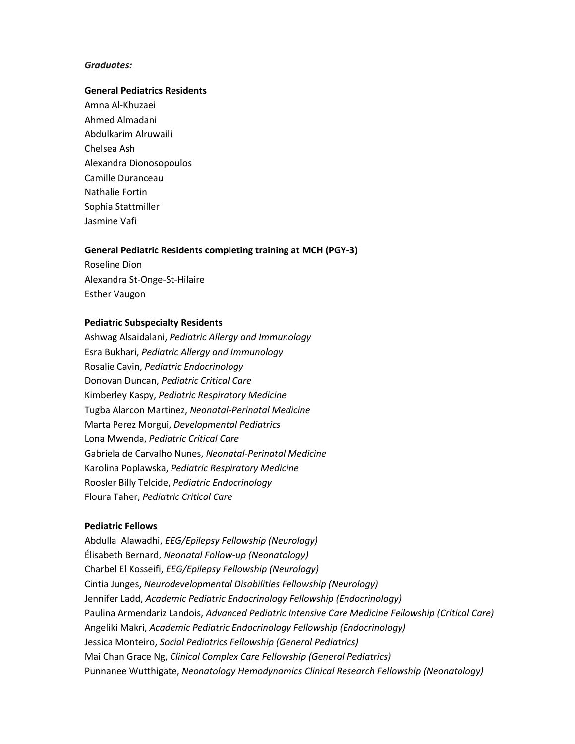*Graduates:*

**General Pediatrics Residents**

Amna Al-Khuzaei
Ahmed Almadani
Abdulkarim Alruwaili
Chelsea Ash
Alexandra Dionosopoulos
Camille Duranceau
Nathalie Fortin
Sophia Stattmiller
Jasmine Vafi

**General Pediatric Residents completing training at MCH (PGY-3)**

Roseline Dion
Alexandra St-Onge-St-Hilaire
Esther Vaugon

**Pediatric Subspecialty Residents**

Ashwag Alsaidalani, *Pediatric Allergy and Immunology*
Esra Bukhari, *Pediatric Allergy and Immunology*
Rosalie Cavin, *Pediatric Endocrinology*
Donovan Duncan, *Pediatric Critical Care*
Kimberley Kaspy, *Pediatric Respiratory Medicine*
Tugba Alarcon Martinez, *Neonatal-Perinatal Medicine*
Marta Perez Morgui, *Developmental Pediatrics*
Lona Mwenda, *Pediatric Critical Care*
Gabriela de Carvalho Nunes, *Neonatal-Perinatal Medicine*
Karolina Poplawska, *Pediatric Respiratory Medicine*
Roosler Billy Telcide, *Pediatric Endocrinology*
Floura Taher, *Pediatric Critical Care*

**Pediatric Fellows**

Abdulla Alawadhi, *EEG/Epilepsy Fellowship (Neurology)*
Élisabeth Bernard, *Neonatal Follow-up (Neonatology)*
Charbel El Kosseifi, *EEG/Epilepsy Fellowship (Neurology)*
Cintia Junges, *Neurodevelopmental Disabilities Fellowship (Neurology)*
Jennifer Ladd, *Academic Pediatric Endocrinology Fellowship (Endocrinology)*
Paulina Armendariz Landois, *Advanced Pediatric Intensive Care Medicine Fellowship (Critical Care)*
Angeliki Makri, *Academic Pediatric Endocrinology Fellowship (Endocrinology)*
Jessica Monteiro, *Social Pediatrics Fellowship (General Pediatrics)*
Mai Chan Grace Ng, *Clinical Complex Care Fellowship (General Pediatrics)*
Punnanee Wutthigate, *Neonatology Hemodynamics Clinical Research Fellowship (Neonatology)*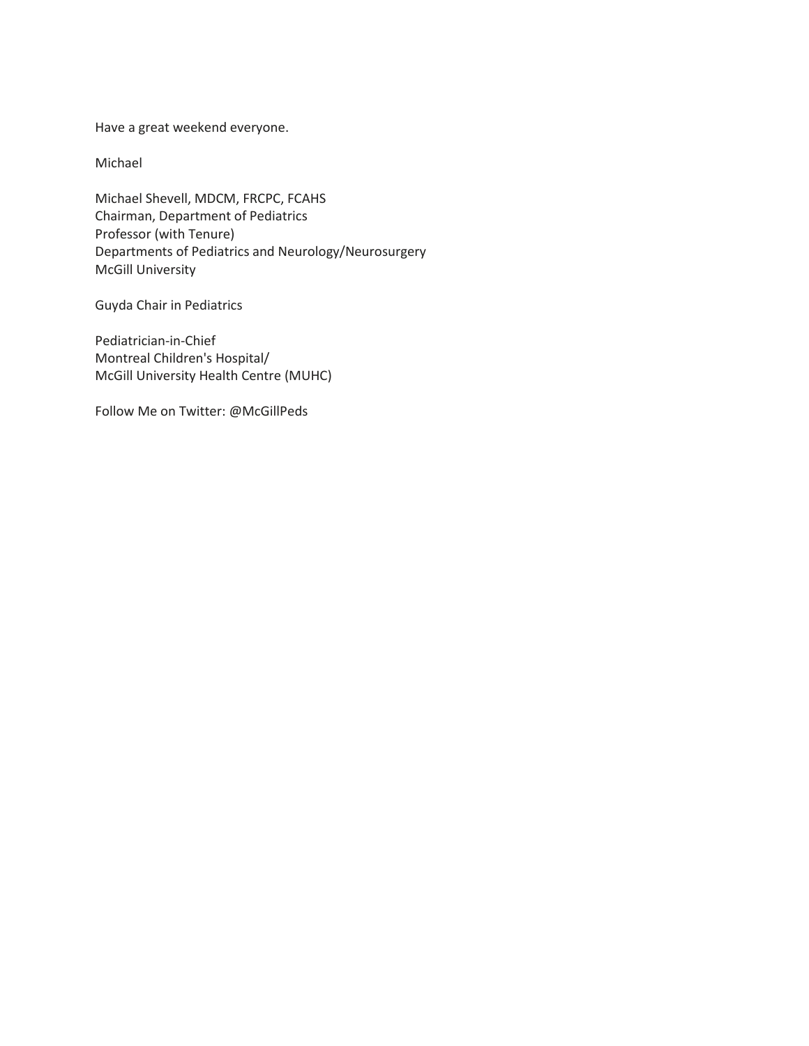Have a great weekend everyone.

Michael

Michael Shevell, MDCM, FRCPC, FCAHS
Chairman, Department of Pediatrics
Professor (with Tenure)
Departments of Pediatrics and Neurology/Neurosurgery
McGill University

Guyda Chair in Pediatrics

Pediatrician-in-Chief
Montreal Children's Hospital/
McGill University Health Centre (MUHC)

Follow Me on Twitter: @McGillPeds